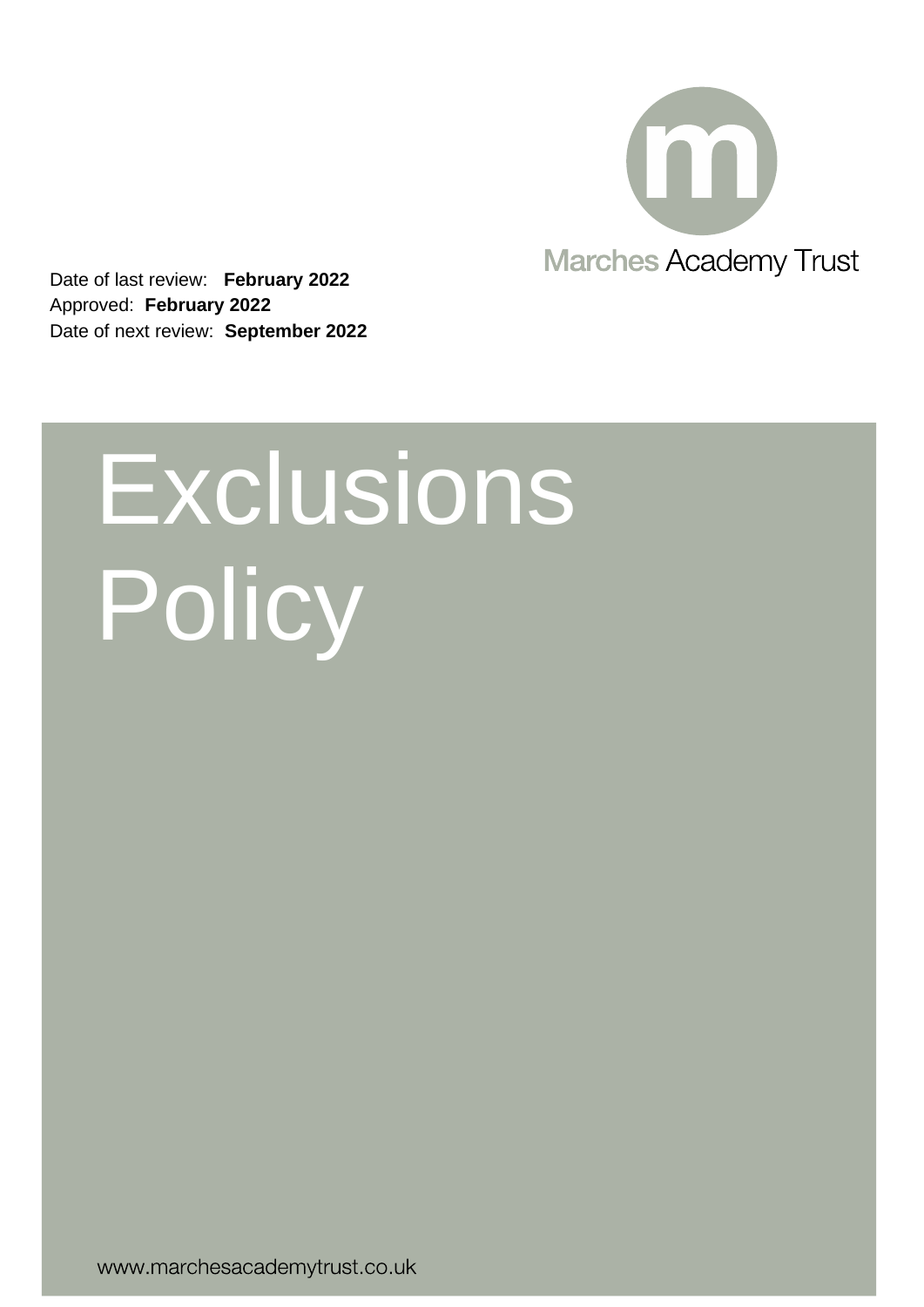Marches Academy Trust

Date of last review: **February 2022**
Approved: **February 2022**
Date of next review: **September 2022**

# Exclusions Policy

www.marchesacademytrust.co.uk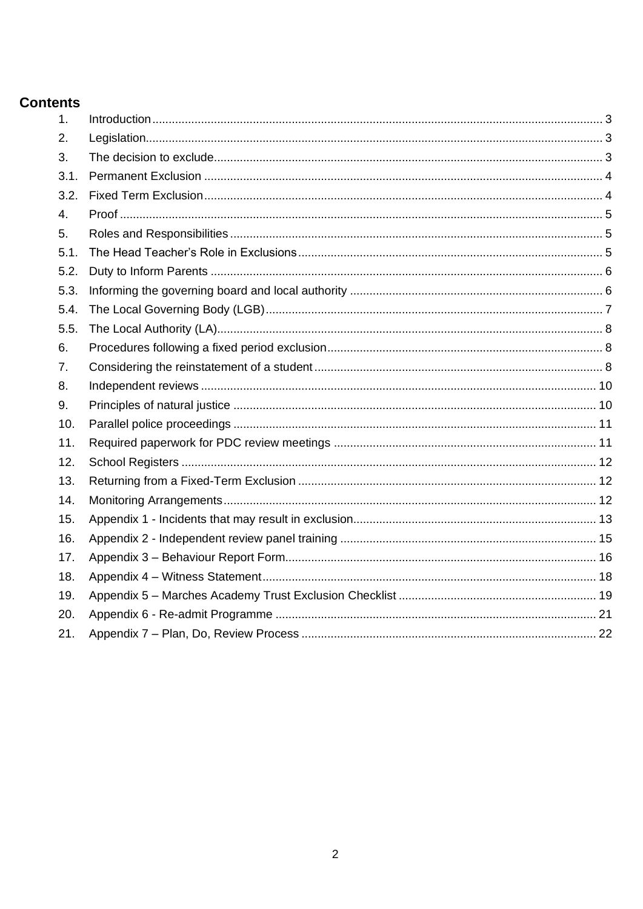# Contents

| | | |
|---|---|---|
| 1. | Introduction | 3 |
| 2. | Legislation | 3 |
| 3. | The decision to exclude | 3 |
| 3.1. | Permanent Exclusion | 4 |
| 3.2. | Fixed Term Exclusion | 4 |
| 4. | Proof | 5 |
| 5. | Roles and Responsibilities | 5 |
| 5.1. | The Head Teacher's Role in Exclusions | 5 |
| 5.2. | Duty to Inform Parents | 6 |
| 5.3. | Informing the governing board and local authority | 6 |
| 5.4. | The Local Governing Body (LGB) | 7 |
| 5.5. | The Local Authority (LA) | 8 |
| 6. | Procedures following a fixed period exclusion | 8 |
| 7. | Considering the reinstatement of a student | 8 |
| 8. | Independent reviews | 10 |
| 9. | Principles of natural justice | 10 |
| 10. | Parallel police proceedings | 11 |
| 11. | Required paperwork for PDC review meetings | 11 |
| 12. | School Registers | 12 |
| 13. | Returning from a Fixed-Term Exclusion | 12 |
| 14. | Monitoring Arrangements | 12 |
| 15. | Appendix 1 - Incidents that may result in exclusion | 13 |
| 16. | Appendix 2 - Independent review panel training | 15 |
| 17. | Appendix 3 – Behaviour Report Form | 16 |
| 18. | Appendix 4 – Witness Statement | 18 |
| 19. | Appendix 5 – Marches Academy Trust Exclusion Checklist | 19 |
| 20. | Appendix 6 - Re-admit Programme | 21 |
| 21. | Appendix 7 – Plan, Do, Review Process | 22 |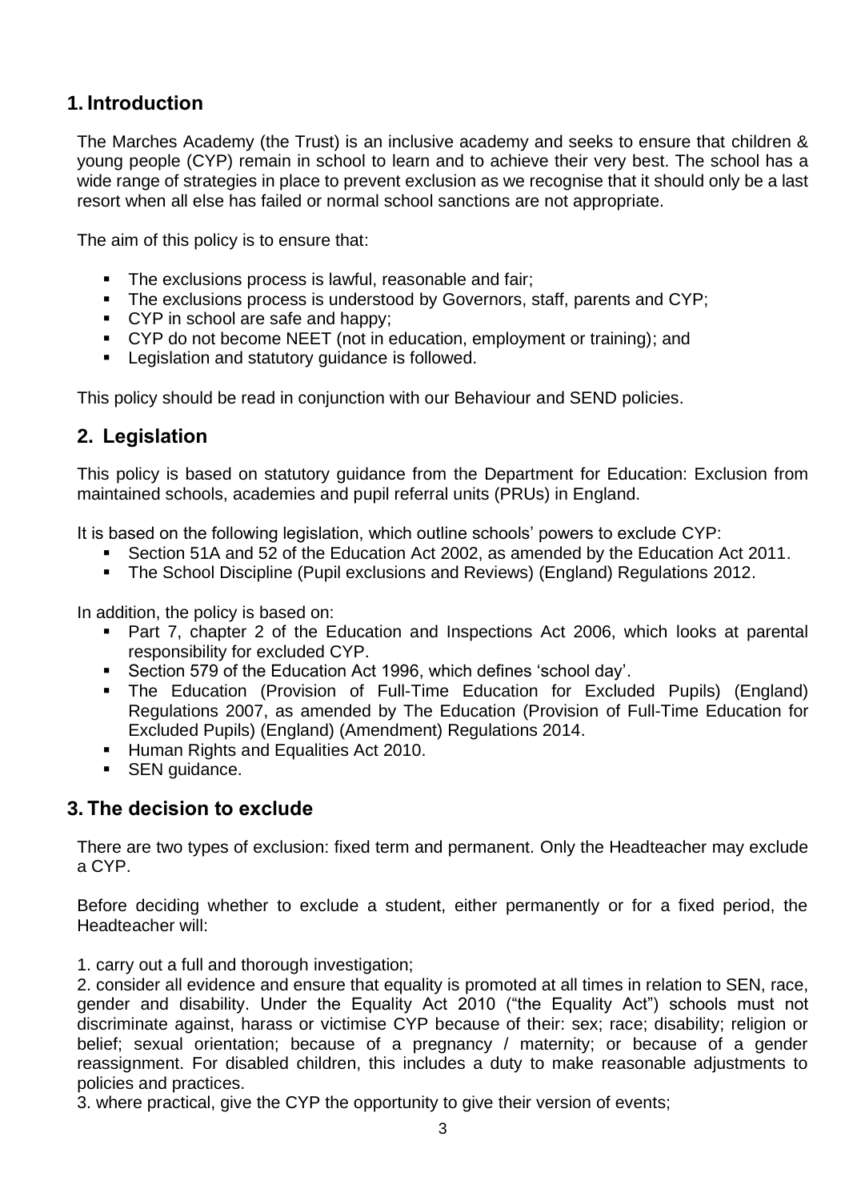## 1. Introduction

The Marches Academy (the Trust) is an inclusive academy and seeks to ensure that children & young people (CYP) remain in school to learn and to achieve their very best. The school has a wide range of strategies in place to prevent exclusion as we recognise that it should only be a last resort when all else has failed or normal school sanctions are not appropriate.

The aim of this policy is to ensure that:

- The exclusions process is lawful, reasonable and fair;
- The exclusions process is understood by Governors, staff, parents and CYP;
- CYP in school are safe and happy;
- CYP do not become NEET (not in education, employment or training); and
- Legislation and statutory guidance is followed.

This policy should be read in conjunction with our Behaviour and SEND policies.

## 2. Legislation

This policy is based on statutory guidance from the Department for Education: Exclusion from maintained schools, academies and pupil referral units (PRUs) in England.

It is based on the following legislation, which outline schools' powers to exclude CYP:

- Section 51A and 52 of the Education Act 2002, as amended by the Education Act 2011.
- The School Discipline (Pupil exclusions and Reviews) (England) Regulations 2012.

In addition, the policy is based on:

- Part 7, chapter 2 of the Education and Inspections Act 2006, which looks at parental responsibility for excluded CYP.
- Section 579 of the Education Act 1996, which defines 'school day'.
- The Education (Provision of Full-Time Education for Excluded Pupils) (England) Regulations 2007, as amended by The Education (Provision of Full-Time Education for Excluded Pupils) (England) (Amendment) Regulations 2014.
- Human Rights and Equalities Act 2010.
- SEN guidance.

## 3. The decision to exclude

There are two types of exclusion: fixed term and permanent. Only the Headteacher may exclude a CYP.

Before deciding whether to exclude a student, either permanently or for a fixed period, the Headteacher will:

1. carry out a full and thorough investigation;
2. consider all evidence and ensure that equality is promoted at all times in relation to SEN, race, gender and disability. Under the Equality Act 2010 ("the Equality Act") schools must not discriminate against, harass or victimise CYP because of their: sex; race; disability; religion or belief; sexual orientation; because of a pregnancy / maternity; or because of a gender reassignment. For disabled children, this includes a duty to make reasonable adjustments to policies and practices.
3. where practical, give the CYP the opportunity to give their version of events;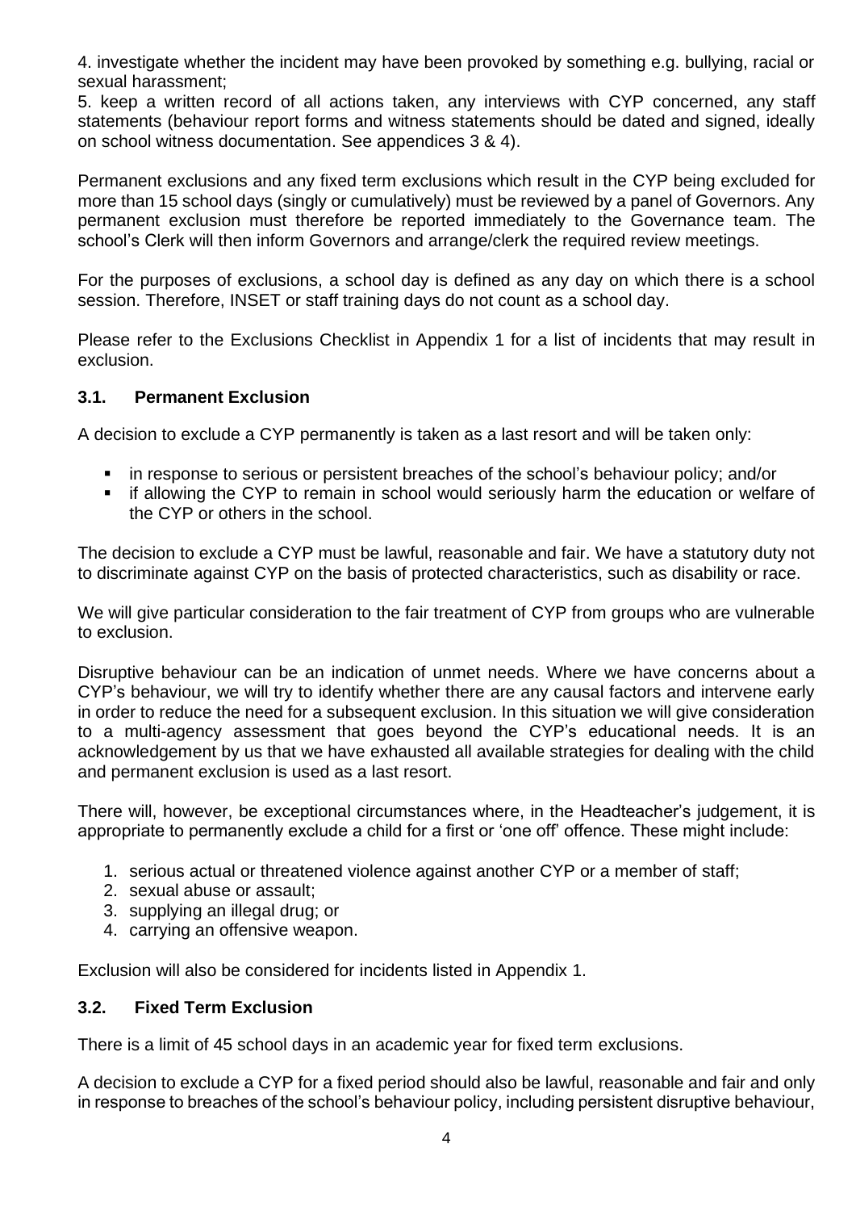4. investigate whether the incident may have been provoked by something e.g. bullying, racial or sexual harassment;

5. keep a written record of all actions taken, any interviews with CYP concerned, any staff statements (behaviour report forms and witness statements should be dated and signed, ideally on school witness documentation. See appendices 3 & 4).

Permanent exclusions and any fixed term exclusions which result in the CYP being excluded for more than 15 school days (singly or cumulatively) must be reviewed by a panel of Governors. Any permanent exclusion must therefore be reported immediately to the Governance team. The school's Clerk will then inform Governors and arrange/clerk the required review meetings.

For the purposes of exclusions, a school day is defined as any day on which there is a school session. Therefore, INSET or staff training days do not count as a school day.

Please refer to the Exclusions Checklist in Appendix 1 for a list of incidents that may result in exclusion.

### 3.1. Permanent Exclusion

A decision to exclude a CYP permanently is taken as a last resort and will be taken only:

- in response to serious or persistent breaches of the school's behaviour policy; and/or
- if allowing the CYP to remain in school would seriously harm the education or welfare of the CYP or others in the school.

The decision to exclude a CYP must be lawful, reasonable and fair. We have a statutory duty not to discriminate against CYP on the basis of protected characteristics, such as disability or race.

We will give particular consideration to the fair treatment of CYP from groups who are vulnerable to exclusion.

Disruptive behaviour can be an indication of unmet needs. Where we have concerns about a CYP's behaviour, we will try to identify whether there are any causal factors and intervene early in order to reduce the need for a subsequent exclusion. In this situation we will give consideration to a multi-agency assessment that goes beyond the CYP's educational needs. It is an acknowledgement by us that we have exhausted all available strategies for dealing with the child and permanent exclusion is used as a last resort.

There will, however, be exceptional circumstances where, in the Headteacher's judgement, it is appropriate to permanently exclude a child for a first or 'one off' offence. These might include:

1. serious actual or threatened violence against another CYP or a member of staff;
2. sexual abuse or assault;
3. supplying an illegal drug; or
4. carrying an offensive weapon.

Exclusion will also be considered for incidents listed in Appendix 1.

### 3.2. Fixed Term Exclusion

There is a limit of 45 school days in an academic year for fixed term exclusions.

A decision to exclude a CYP for a fixed period should also be lawful, reasonable and fair and only in response to breaches of the school's behaviour policy, including persistent disruptive behaviour,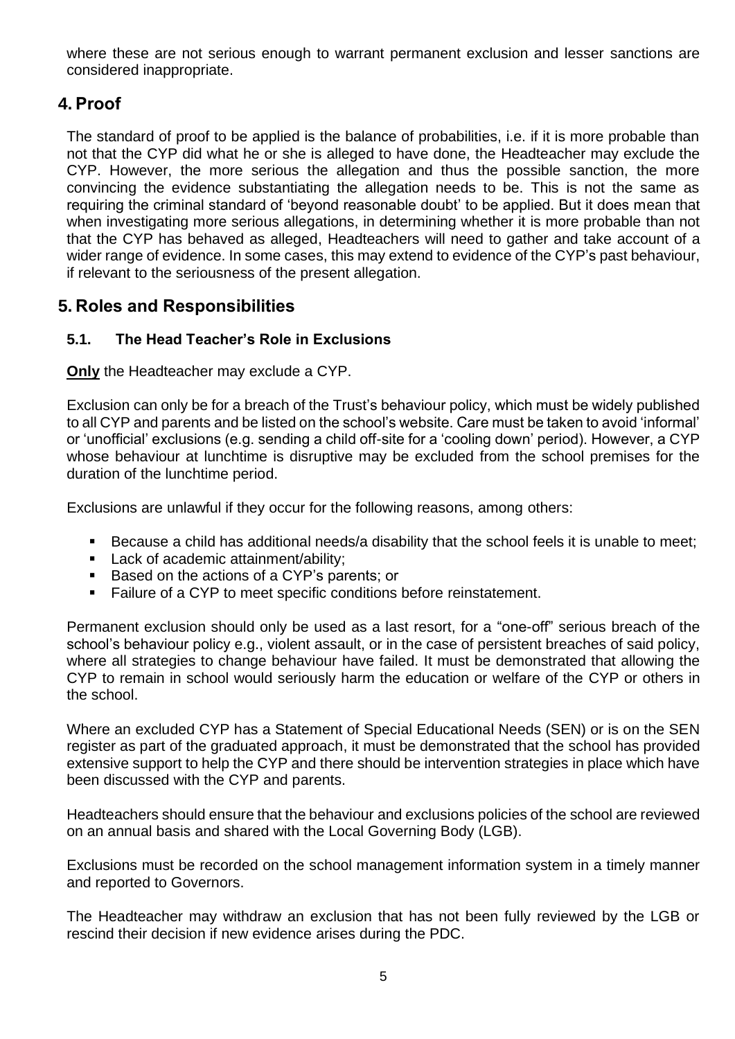where these are not serious enough to warrant permanent exclusion and lesser sanctions are considered inappropriate.

## 4. Proof

The standard of proof to be applied is the balance of probabilities, i.e. if it is more probable than not that the CYP did what he or she is alleged to have done, the Headteacher may exclude the CYP. However, the more serious the allegation and thus the possible sanction, the more convincing the evidence substantiating the allegation needs to be. This is not the same as requiring the criminal standard of 'beyond reasonable doubt' to be applied. But it does mean that when investigating more serious allegations, in determining whether it is more probable than not that the CYP has behaved as alleged, Headteachers will need to gather and take account of a wider range of evidence. In some cases, this may extend to evidence of the CYP's past behaviour, if relevant to the seriousness of the present allegation.

## 5. Roles and Responsibilities

### 5.1. The Head Teacher's Role in Exclusions

**Only** the Headteacher may exclude a CYP.

Exclusion can only be for a breach of the Trust's behaviour policy, which must be widely published to all CYP and parents and be listed on the school's website. Care must be taken to avoid 'informal' or 'unofficial' exclusions (e.g. sending a child off-site for a 'cooling down' period). However, a CYP whose behaviour at lunchtime is disruptive may be excluded from the school premises for the duration of the lunchtime period.

Exclusions are unlawful if they occur for the following reasons, among others:

- Because a child has additional needs/a disability that the school feels it is unable to meet;
- Lack of academic attainment/ability;
- Based on the actions of a CYP's parents; or
- Failure of a CYP to meet specific conditions before reinstatement.

Permanent exclusion should only be used as a last resort, for a "one-off" serious breach of the school's behaviour policy e.g., violent assault, or in the case of persistent breaches of said policy, where all strategies to change behaviour have failed. It must be demonstrated that allowing the CYP to remain in school would seriously harm the education or welfare of the CYP or others in the school.

Where an excluded CYP has a Statement of Special Educational Needs (SEN) or is on the SEN register as part of the graduated approach, it must be demonstrated that the school has provided extensive support to help the CYP and there should be intervention strategies in place which have been discussed with the CYP and parents.

Headteachers should ensure that the behaviour and exclusions policies of the school are reviewed on an annual basis and shared with the Local Governing Body (LGB).

Exclusions must be recorded on the school management information system in a timely manner and reported to Governors.

The Headteacher may withdraw an exclusion that has not been fully reviewed by the LGB or rescind their decision if new evidence arises during the PDC.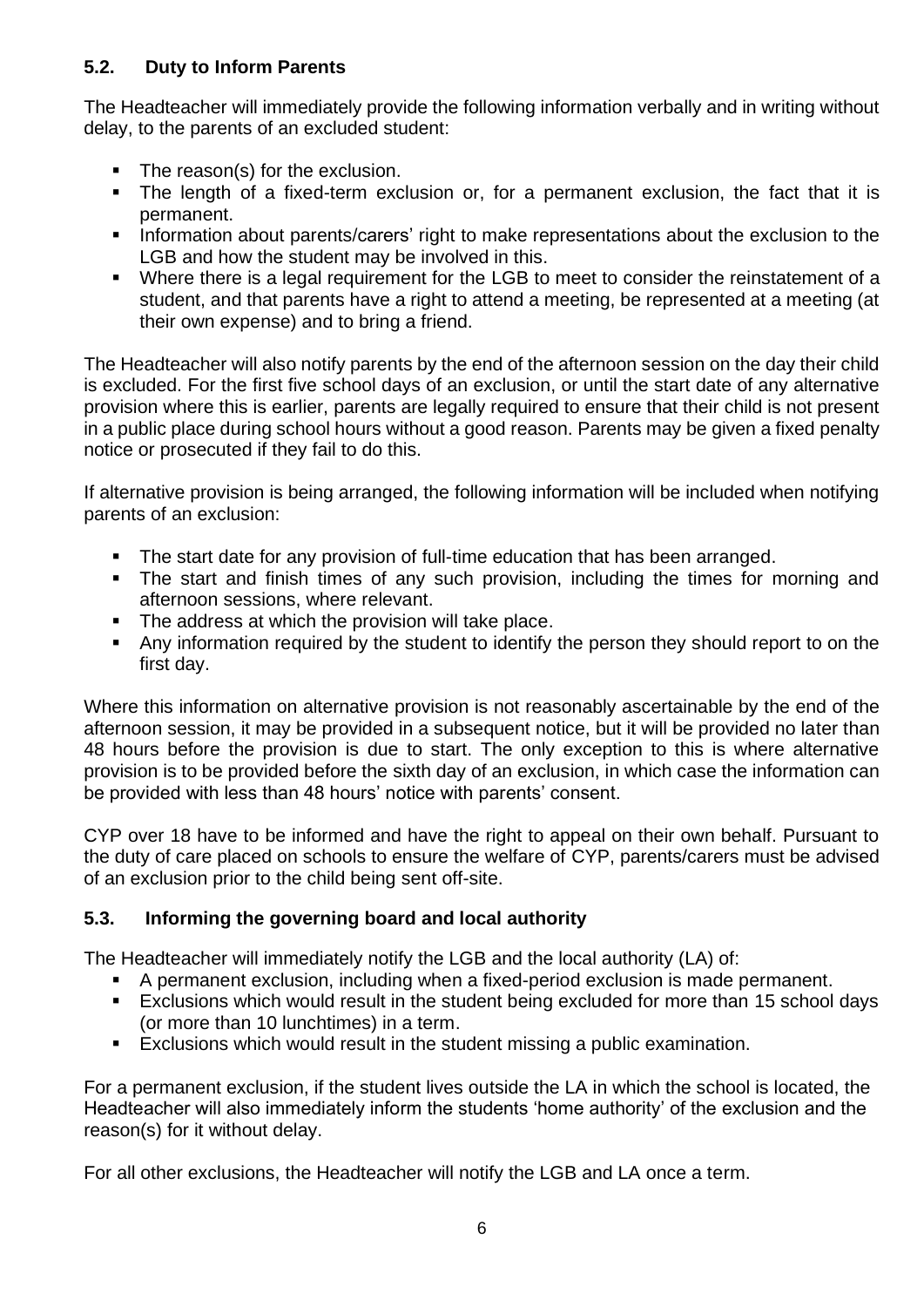## 5.2. Duty to Inform Parents

The Headteacher will immediately provide the following information verbally and in writing without delay, to the parents of an excluded student:

- The reason(s) for the exclusion.
- The length of a fixed-term exclusion or, for a permanent exclusion, the fact that it is permanent.
- Information about parents/carers' right to make representations about the exclusion to the LGB and how the student may be involved in this.
- Where there is a legal requirement for the LGB to meet to consider the reinstatement of a student, and that parents have a right to attend a meeting, be represented at a meeting (at their own expense) and to bring a friend.

The Headteacher will also notify parents by the end of the afternoon session on the day their child is excluded. For the first five school days of an exclusion, or until the start date of any alternative provision where this is earlier, parents are legally required to ensure that their child is not present in a public place during school hours without a good reason. Parents may be given a fixed penalty notice or prosecuted if they fail to do this.

If alternative provision is being arranged, the following information will be included when notifying parents of an exclusion:

- The start date for any provision of full-time education that has been arranged.
- The start and finish times of any such provision, including the times for morning and afternoon sessions, where relevant.
- The address at which the provision will take place.
- Any information required by the student to identify the person they should report to on the first day.

Where this information on alternative provision is not reasonably ascertainable by the end of the afternoon session, it may be provided in a subsequent notice, but it will be provided no later than 48 hours before the provision is due to start. The only exception to this is where alternative provision is to be provided before the sixth day of an exclusion, in which case the information can be provided with less than 48 hours' notice with parents' consent.

CYP over 18 have to be informed and have the right to appeal on their own behalf. Pursuant to the duty of care placed on schools to ensure the welfare of CYP, parents/carers must be advised of an exclusion prior to the child being sent off-site.

## 5.3. Informing the governing board and local authority

The Headteacher will immediately notify the LGB and the local authority (LA) of:

- A permanent exclusion, including when a fixed-period exclusion is made permanent.
- Exclusions which would result in the student being excluded for more than 15 school days (or more than 10 lunchtimes) in a term.
- Exclusions which would result in the student missing a public examination.

For a permanent exclusion, if the student lives outside the LA in which the school is located, the Headteacher will also immediately inform the students 'home authority' of the exclusion and the reason(s) for it without delay.

For all other exclusions, the Headteacher will notify the LGB and LA once a term.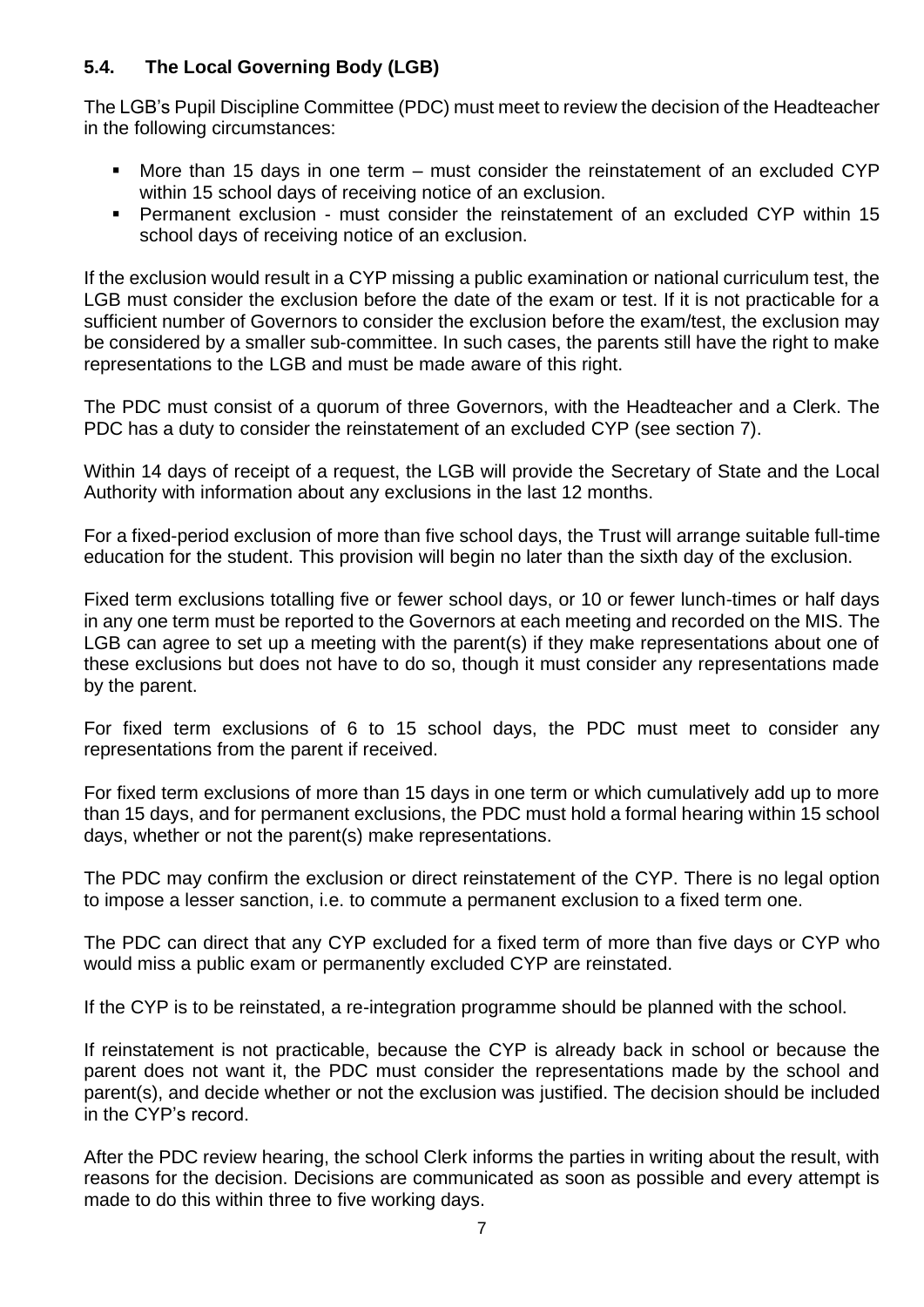## 5.4. The Local Governing Body (LGB)

The LGB's Pupil Discipline Committee (PDC) must meet to review the decision of the Headteacher in the following circumstances:

- More than 15 days in one term – must consider the reinstatement of an excluded CYP within 15 school days of receiving notice of an exclusion.
- Permanent exclusion - must consider the reinstatement of an excluded CYP within 15 school days of receiving notice of an exclusion.

If the exclusion would result in a CYP missing a public examination or national curriculum test, the LGB must consider the exclusion before the date of the exam or test. If it is not practicable for a sufficient number of Governors to consider the exclusion before the exam/test, the exclusion may be considered by a smaller sub-committee. In such cases, the parents still have the right to make representations to the LGB and must be made aware of this right.

The PDC must consist of a quorum of three Governors, with the Headteacher and a Clerk. The PDC has a duty to consider the reinstatement of an excluded CYP (see section 7).

Within 14 days of receipt of a request, the LGB will provide the Secretary of State and the Local Authority with information about any exclusions in the last 12 months.

For a fixed-period exclusion of more than five school days, the Trust will arrange suitable full-time education for the student. This provision will begin no later than the sixth day of the exclusion.

Fixed term exclusions totalling five or fewer school days, or 10 or fewer lunch-times or half days in any one term must be reported to the Governors at each meeting and recorded on the MIS. The LGB can agree to set up a meeting with the parent(s) if they make representations about one of these exclusions but does not have to do so, though it must consider any representations made by the parent.

For fixed term exclusions of 6 to 15 school days, the PDC must meet to consider any representations from the parent if received.

For fixed term exclusions of more than 15 days in one term or which cumulatively add up to more than 15 days, and for permanent exclusions, the PDC must hold a formal hearing within 15 school days, whether or not the parent(s) make representations.

The PDC may confirm the exclusion or direct reinstatement of the CYP. There is no legal option to impose a lesser sanction, i.e. to commute a permanent exclusion to a fixed term one.

The PDC can direct that any CYP excluded for a fixed term of more than five days or CYP who would miss a public exam or permanently excluded CYP are reinstated.

If the CYP is to be reinstated, a re-integration programme should be planned with the school.

If reinstatement is not practicable, because the CYP is already back in school or because the parent does not want it, the PDC must consider the representations made by the school and parent(s), and decide whether or not the exclusion was justified. The decision should be included in the CYP's record.

After the PDC review hearing, the school Clerk informs the parties in writing about the result, with reasons for the decision. Decisions are communicated as soon as possible and every attempt is made to do this within three to five working days.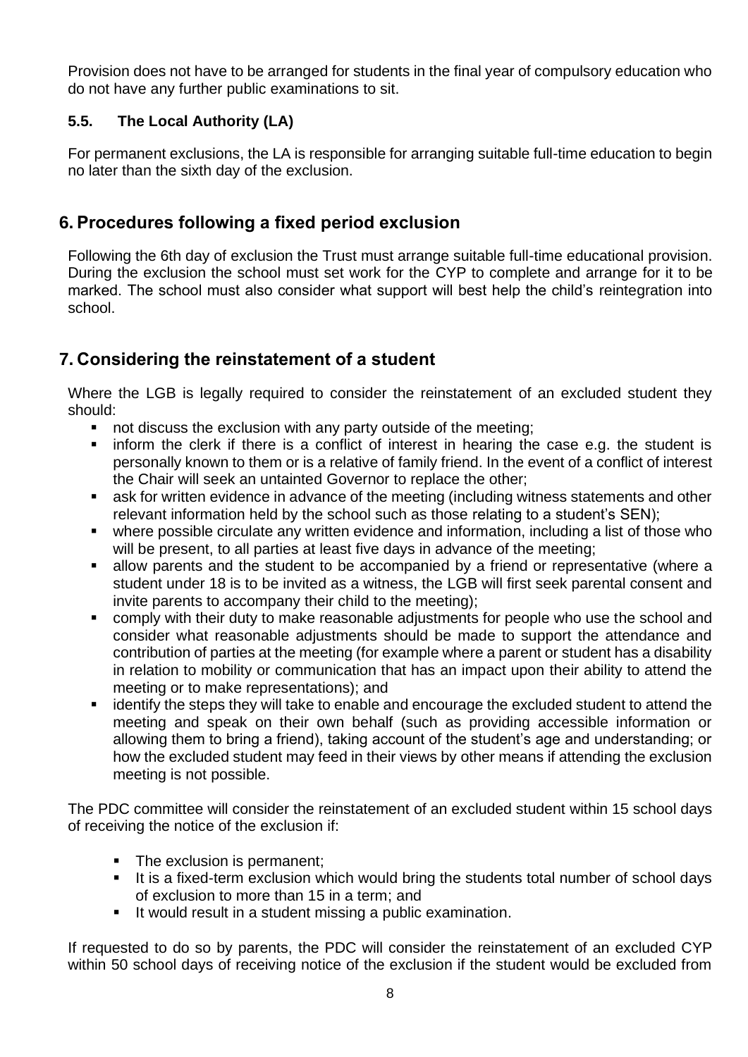Provision does not have to be arranged for students in the final year of compulsory education who do not have any further public examinations to sit.

### 5.5. The Local Authority (LA)

For permanent exclusions, the LA is responsible for arranging suitable full-time education to begin no later than the sixth day of the exclusion.

## 6. Procedures following a fixed period exclusion

Following the 6th day of exclusion the Trust must arrange suitable full-time educational provision. During the exclusion the school must set work for the CYP to complete and arrange for it to be marked. The school must also consider what support will best help the child's reintegration into school.

## 7. Considering the reinstatement of a student

Where the LGB is legally required to consider the reinstatement of an excluded student they should:

- not discuss the exclusion with any party outside of the meeting;
- inform the clerk if there is a conflict of interest in hearing the case e.g. the student is personally known to them or is a relative of family friend. In the event of a conflict of interest the Chair will seek an untainted Governor to replace the other;
- ask for written evidence in advance of the meeting (including witness statements and other relevant information held by the school such as those relating to a student's SEN);
- where possible circulate any written evidence and information, including a list of those who will be present, to all parties at least five days in advance of the meeting;
- allow parents and the student to be accompanied by a friend or representative (where a student under 18 is to be invited as a witness, the LGB will first seek parental consent and invite parents to accompany their child to the meeting);
- comply with their duty to make reasonable adjustments for people who use the school and consider what reasonable adjustments should be made to support the attendance and contribution of parties at the meeting (for example where a parent or student has a disability in relation to mobility or communication that has an impact upon their ability to attend the meeting or to make representations); and
- identify the steps they will take to enable and encourage the excluded student to attend the meeting and speak on their own behalf (such as providing accessible information or allowing them to bring a friend), taking account of the student's age and understanding; or how the excluded student may feed in their views by other means if attending the exclusion meeting is not possible.

The PDC committee will consider the reinstatement of an excluded student within 15 school days of receiving the notice of the exclusion if:

- The exclusion is permanent;
- It is a fixed-term exclusion which would bring the students total number of school days of exclusion to more than 15 in a term; and
- It would result in a student missing a public examination.

If requested to do so by parents, the PDC will consider the reinstatement of an excluded CYP within 50 school days of receiving notice of the exclusion if the student would be excluded from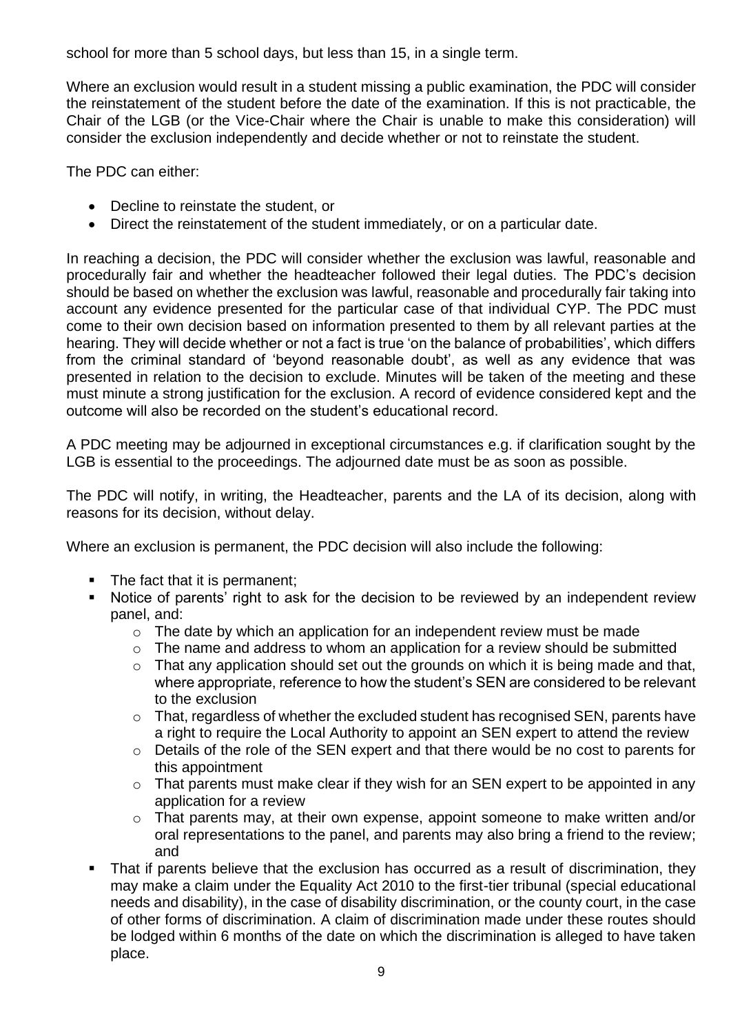school for more than 5 school days, but less than 15, in a single term.

Where an exclusion would result in a student missing a public examination, the PDC will consider the reinstatement of the student before the date of the examination. If this is not practicable, the Chair of the LGB (or the Vice-Chair where the Chair is unable to make this consideration) will consider the exclusion independently and decide whether or not to reinstate the student.

The PDC can either:

- Decline to reinstate the student, or
- Direct the reinstatement of the student immediately, or on a particular date.

In reaching a decision, the PDC will consider whether the exclusion was lawful, reasonable and procedurally fair and whether the headteacher followed their legal duties. The PDC's decision should be based on whether the exclusion was lawful, reasonable and procedurally fair taking into account any evidence presented for the particular case of that individual CYP. The PDC must come to their own decision based on information presented to them by all relevant parties at the hearing. They will decide whether or not a fact is true 'on the balance of probabilities', which differs from the criminal standard of 'beyond reasonable doubt', as well as any evidence that was presented in relation to the decision to exclude. Minutes will be taken of the meeting and these must minute a strong justification for the exclusion. A record of evidence considered kept and the outcome will also be recorded on the student's educational record.

A PDC meeting may be adjourned in exceptional circumstances e.g. if clarification sought by the LGB is essential to the proceedings. The adjourned date must be as soon as possible.

The PDC will notify, in writing, the Headteacher, parents and the LA of its decision, along with reasons for its decision, without delay.

Where an exclusion is permanent, the PDC decision will also include the following:

- The fact that it is permanent;
- Notice of parents' right to ask for the decision to be reviewed by an independent review panel, and:
  - The date by which an application for an independent review must be made
  - The name and address to whom an application for a review should be submitted
  - That any application should set out the grounds on which it is being made and that, where appropriate, reference to how the student's SEN are considered to be relevant to the exclusion
  - That, regardless of whether the excluded student has recognised SEN, parents have a right to require the Local Authority to appoint an SEN expert to attend the review
  - Details of the role of the SEN expert and that there would be no cost to parents for this appointment
  - That parents must make clear if they wish for an SEN expert to be appointed in any application for a review
  - That parents may, at their own expense, appoint someone to make written and/or oral representations to the panel, and parents may also bring a friend to the review; and
- That if parents believe that the exclusion has occurred as a result of discrimination, they may make a claim under the Equality Act 2010 to the first-tier tribunal (special educational needs and disability), in the case of disability discrimination, or the county court, in the case of other forms of discrimination. A claim of discrimination made under these routes should be lodged within 6 months of the date on which the discrimination is alleged to have taken place.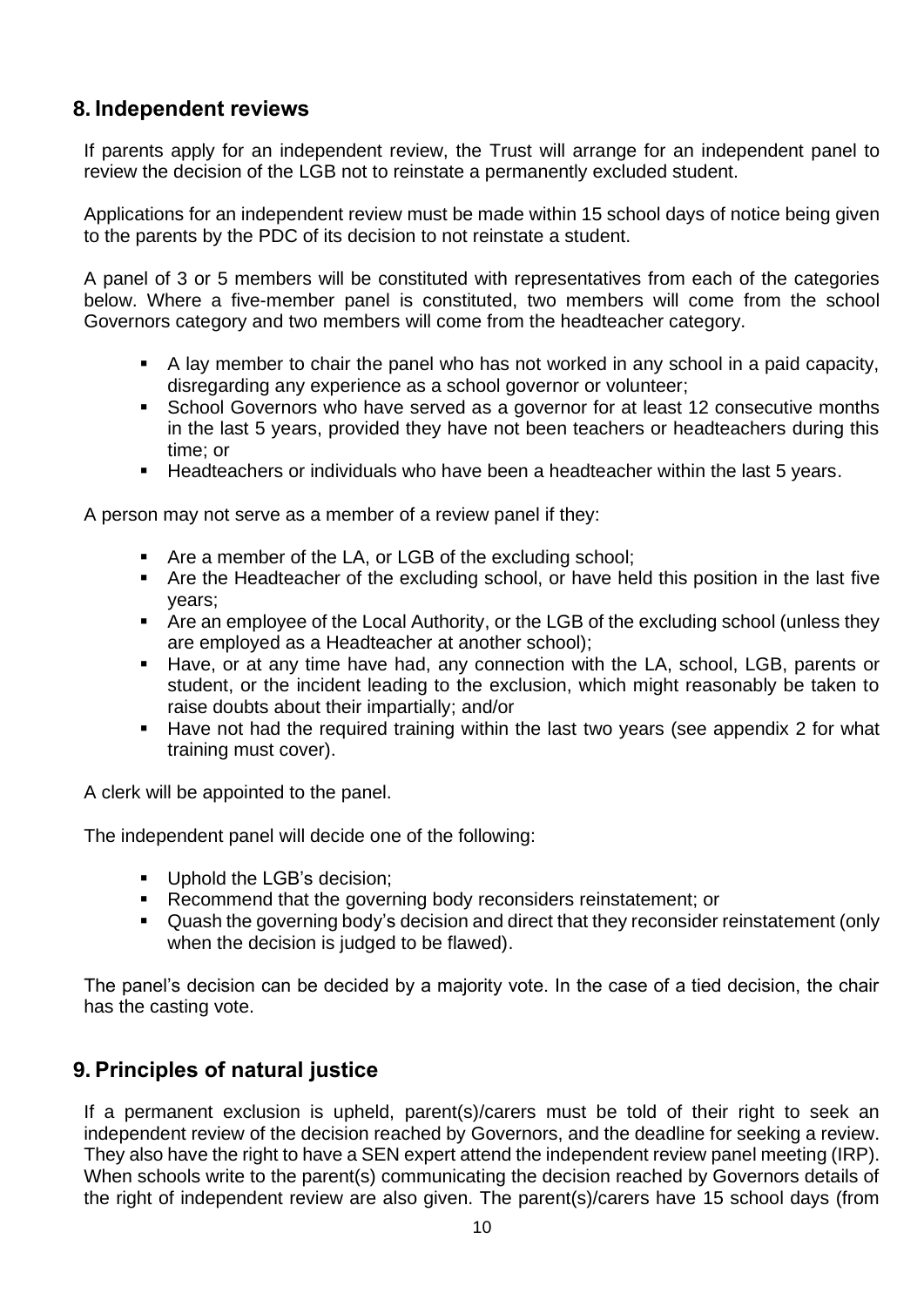## 8. Independent reviews

If parents apply for an independent review, the Trust will arrange for an independent panel to review the decision of the LGB not to reinstate a permanently excluded student.

Applications for an independent review must be made within 15 school days of notice being given to the parents by the PDC of its decision to not reinstate a student.

A panel of 3 or 5 members will be constituted with representatives from each of the categories below. Where a five-member panel is constituted, two members will come from the school Governors category and two members will come from the headteacher category.

- A lay member to chair the panel who has not worked in any school in a paid capacity, disregarding any experience as a school governor or volunteer;
- School Governors who have served as a governor for at least 12 consecutive months in the last 5 years, provided they have not been teachers or headteachers during this time; or
- Headteachers or individuals who have been a headteacher within the last 5 years.

A person may not serve as a member of a review panel if they:

- Are a member of the LA, or LGB of the excluding school;
- Are the Headteacher of the excluding school, or have held this position in the last five years;
- Are an employee of the Local Authority, or the LGB of the excluding school (unless they are employed as a Headteacher at another school);
- Have, or at any time have had, any connection with the LA, school, LGB, parents or student, or the incident leading to the exclusion, which might reasonably be taken to raise doubts about their impartially; and/or
- Have not had the required training within the last two years (see appendix 2 for what training must cover).

A clerk will be appointed to the panel.

The independent panel will decide one of the following:

- Uphold the LGB's decision;
- Recommend that the governing body reconsiders reinstatement; or
- Quash the governing body's decision and direct that they reconsider reinstatement (only when the decision is judged to be flawed).

The panel's decision can be decided by a majority vote. In the case of a tied decision, the chair has the casting vote.

## 9. Principles of natural justice

If a permanent exclusion is upheld, parent(s)/carers must be told of their right to seek an independent review of the decision reached by Governors, and the deadline for seeking a review. They also have the right to have a SEN expert attend the independent review panel meeting (IRP). When schools write to the parent(s) communicating the decision reached by Governors details of the right of independent review are also given. The parent(s)/carers have 15 school days (from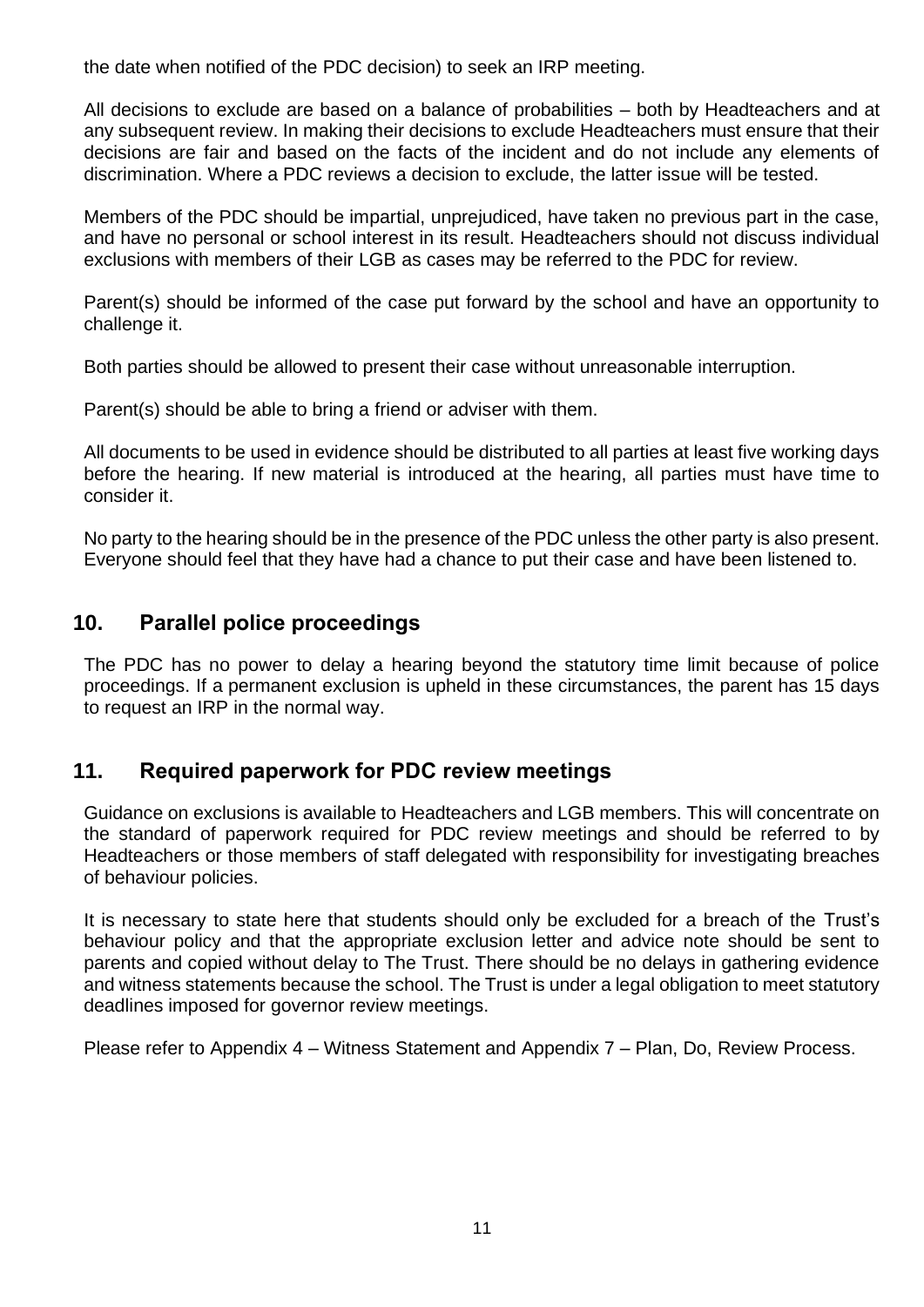the date when notified of the PDC decision) to seek an IRP meeting.

All decisions to exclude are based on a balance of probabilities – both by Headteachers and at any subsequent review. In making their decisions to exclude Headteachers must ensure that their decisions are fair and based on the facts of the incident and do not include any elements of discrimination. Where a PDC reviews a decision to exclude, the latter issue will be tested.

Members of the PDC should be impartial, unprejudiced, have taken no previous part in the case, and have no personal or school interest in its result. Headteachers should not discuss individual exclusions with members of their LGB as cases may be referred to the PDC for review.

Parent(s) should be informed of the case put forward by the school and have an opportunity to challenge it.

Both parties should be allowed to present their case without unreasonable interruption.

Parent(s) should be able to bring a friend or adviser with them.

All documents to be used in evidence should be distributed to all parties at least five working days before the hearing. If new material is introduced at the hearing, all parties must have time to consider it.

No party to the hearing should be in the presence of the PDC unless the other party is also present. Everyone should feel that they have had a chance to put their case and have been listened to.

## 10. Parallel police proceedings

The PDC has no power to delay a hearing beyond the statutory time limit because of police proceedings. If a permanent exclusion is upheld in these circumstances, the parent has 15 days to request an IRP in the normal way.

## 11. Required paperwork for PDC review meetings

Guidance on exclusions is available to Headteachers and LGB members. This will concentrate on the standard of paperwork required for PDC review meetings and should be referred to by Headteachers or those members of staff delegated with responsibility for investigating breaches of behaviour policies.

It is necessary to state here that students should only be excluded for a breach of the Trust's behaviour policy and that the appropriate exclusion letter and advice note should be sent to parents and copied without delay to The Trust. There should be no delays in gathering evidence and witness statements because the school. The Trust is under a legal obligation to meet statutory deadlines imposed for governor review meetings.

Please refer to Appendix 4 – Witness Statement and Appendix 7 – Plan, Do, Review Process.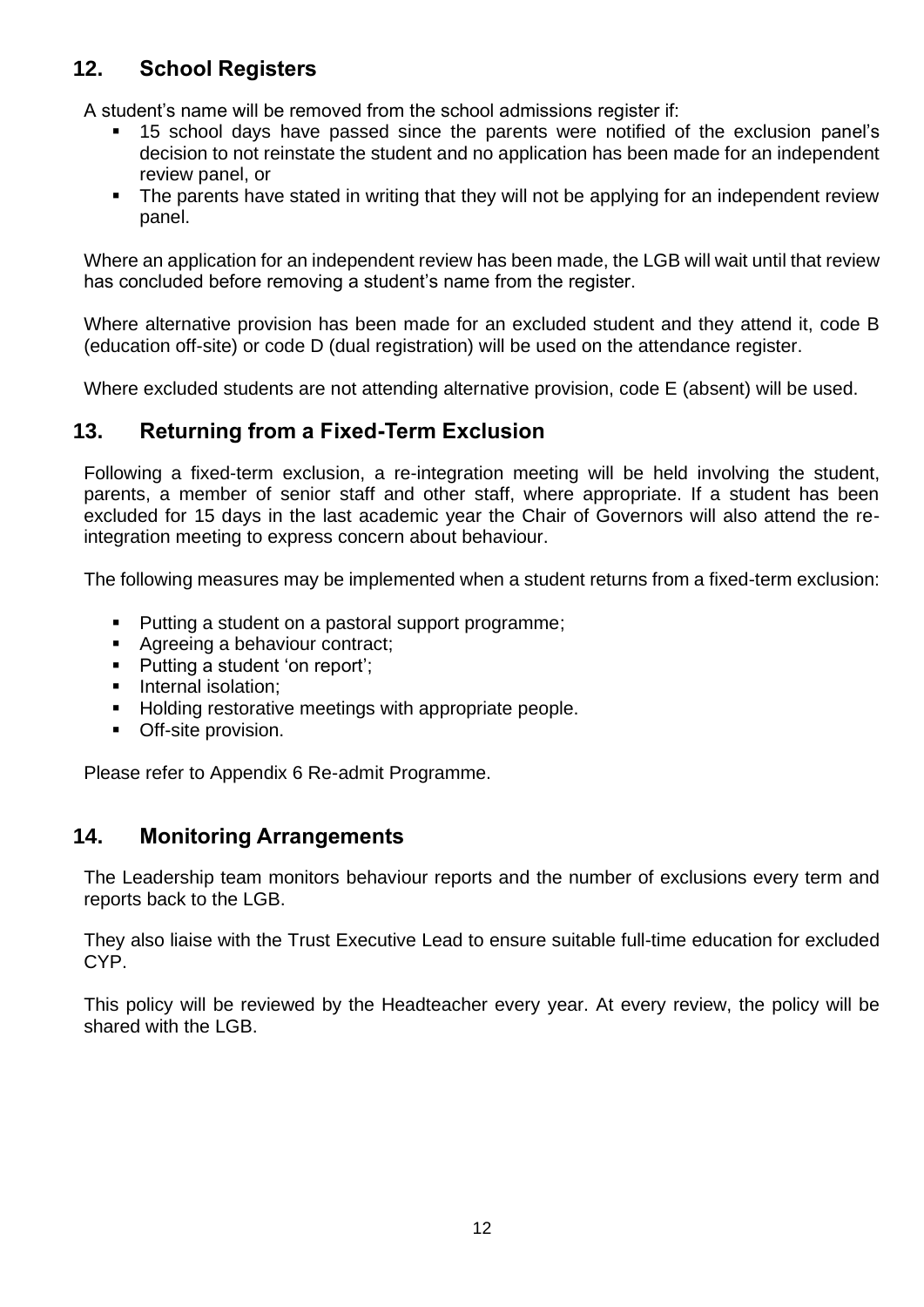## 12. School Registers

A student's name will be removed from the school admissions register if:

- 15 school days have passed since the parents were notified of the exclusion panel's decision to not reinstate the student and no application has been made for an independent review panel, or
- The parents have stated in writing that they will not be applying for an independent review panel.

Where an application for an independent review has been made, the LGB will wait until that review has concluded before removing a student's name from the register.

Where alternative provision has been made for an excluded student and they attend it, code B (education off-site) or code D (dual registration) will be used on the attendance register.

Where excluded students are not attending alternative provision, code E (absent) will be used.

## 13. Returning from a Fixed-Term Exclusion

Following a fixed-term exclusion, a re-integration meeting will be held involving the student, parents, a member of senior staff and other staff, where appropriate. If a student has been excluded for 15 days in the last academic year the Chair of Governors will also attend the re-integration meeting to express concern about behaviour.

The following measures may be implemented when a student returns from a fixed-term exclusion:

- Putting a student on a pastoral support programme;
- Agreeing a behaviour contract;
- Putting a student 'on report';
- Internal isolation;
- Holding restorative meetings with appropriate people.
- Off-site provision.

Please refer to Appendix 6 Re-admit Programme.

## 14. Monitoring Arrangements

The Leadership team monitors behaviour reports and the number of exclusions every term and reports back to the LGB.

They also liaise with the Trust Executive Lead to ensure suitable full-time education for excluded CYP.

This policy will be reviewed by the Headteacher every year. At every review, the policy will be shared with the LGB.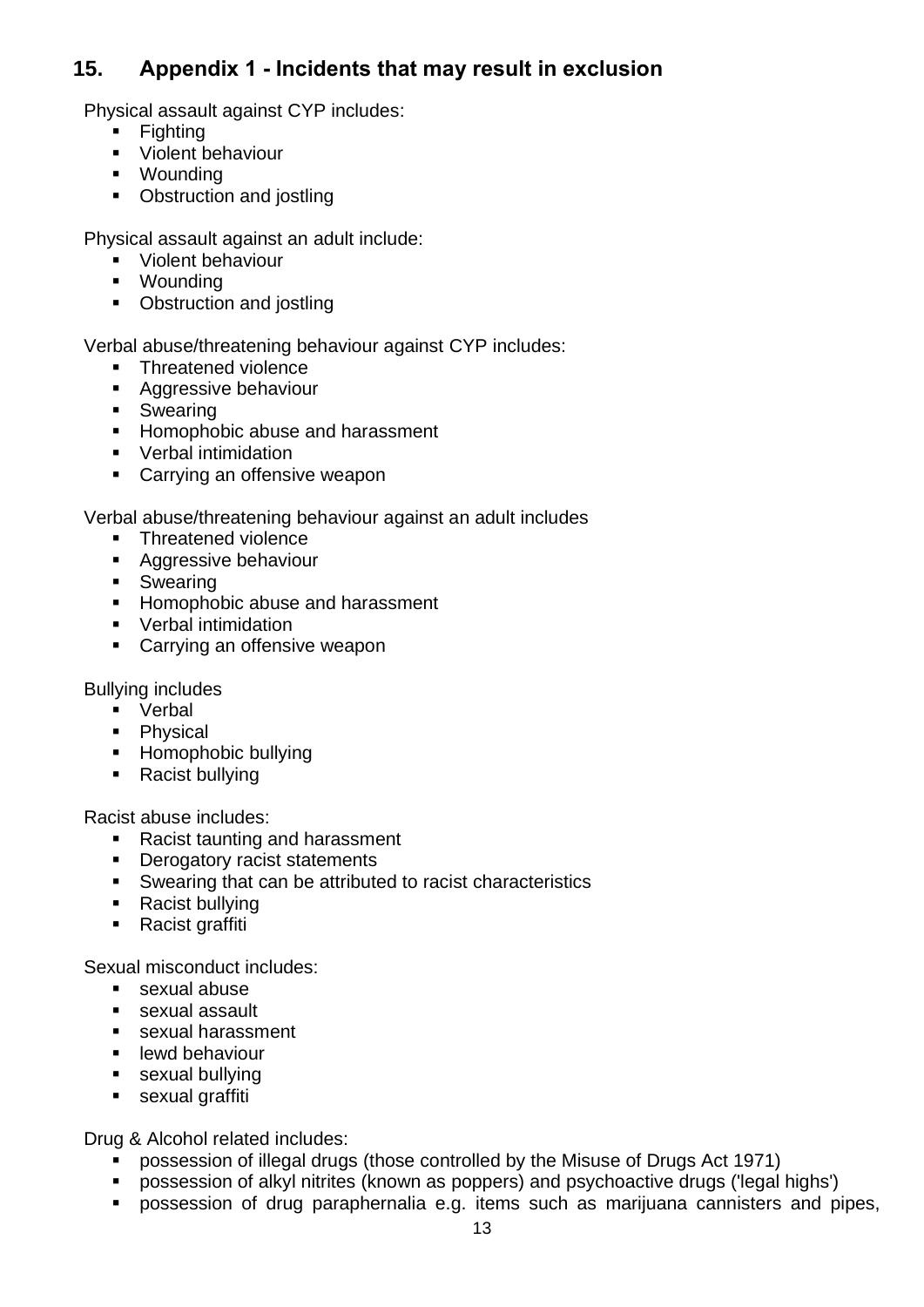## 15. Appendix 1 - Incidents that may result in exclusion

Physical assault against CYP includes:

- Fighting
- Violent behaviour
- Wounding
- Obstruction and jostling

Physical assault against an adult include:

- Violent behaviour
- Wounding
- Obstruction and jostling

Verbal abuse/threatening behaviour against CYP includes:

- Threatened violence
- Aggressive behaviour
- Swearing
- Homophobic abuse and harassment
- Verbal intimidation
- Carrying an offensive weapon

Verbal abuse/threatening behaviour against an adult includes

- Threatened violence
- Aggressive behaviour
- Swearing
- Homophobic abuse and harassment
- Verbal intimidation
- Carrying an offensive weapon

Bullying includes

- Verbal
- Physical
- Homophobic bullying
- Racist bullying

Racist abuse includes:

- Racist taunting and harassment
- Derogatory racist statements
- Swearing that can be attributed to racist characteristics
- Racist bullying
- Racist graffiti

Sexual misconduct includes:

- sexual abuse
- sexual assault
- sexual harassment
- lewd behaviour
- sexual bullying
- sexual graffiti

Drug & Alcohol related includes:

- possession of illegal drugs (those controlled by the Misuse of Drugs Act 1971)
- possession of alkyl nitrites (known as poppers) and psychoactive drugs ('legal highs')
- possession of drug paraphernalia e.g. items such as marijuana cannisters and pipes,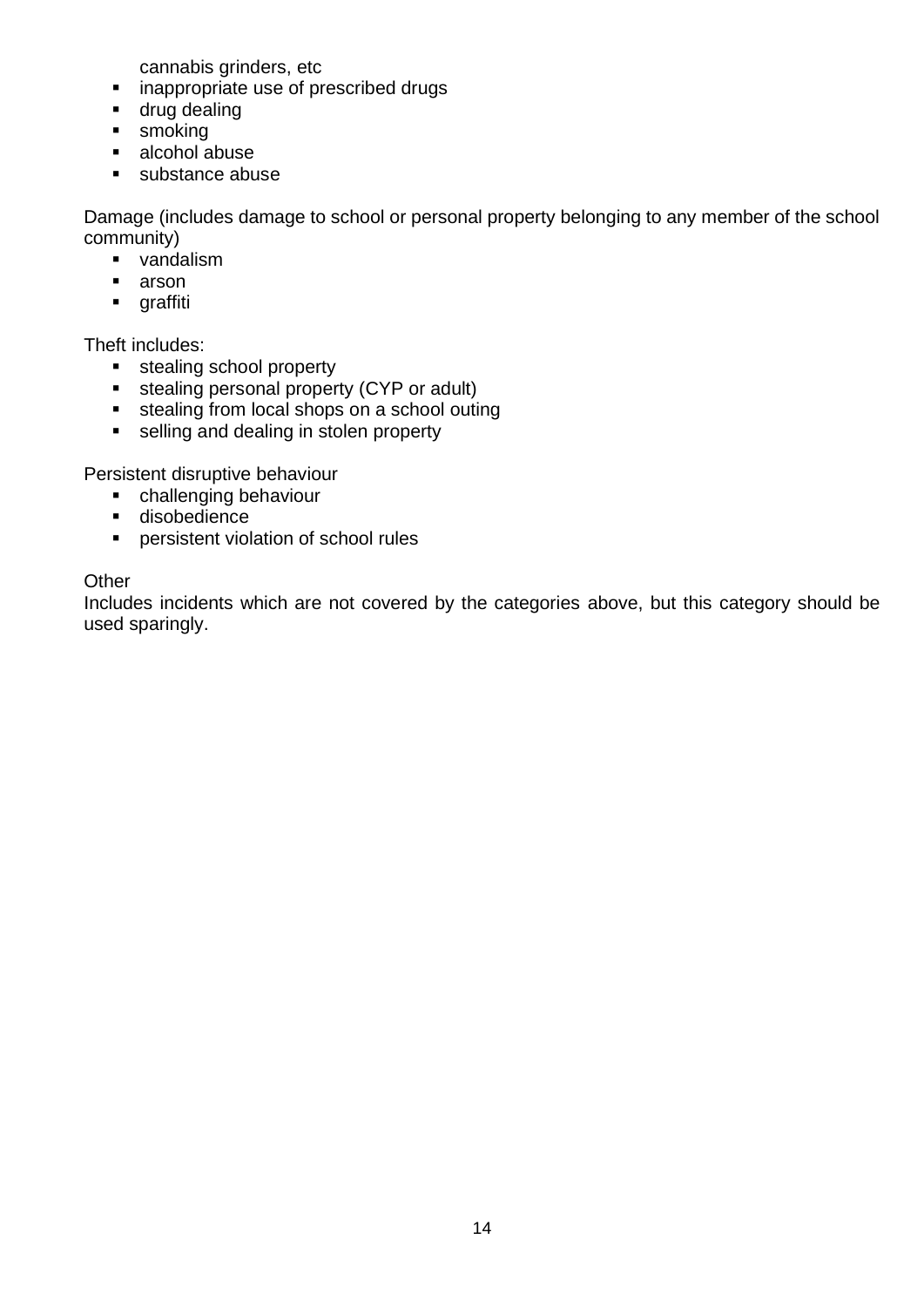cannabis grinders, etc

- inappropriate use of prescribed drugs
- drug dealing
- smoking
- alcohol abuse
- substance abuse

Damage (includes damage to school or personal property belonging to any member of the school community)

- vandalism
- arson
- graffiti

Theft includes:

- stealing school property
- stealing personal property (CYP or adult)
- stealing from local shops on a school outing
- selling and dealing in stolen property

Persistent disruptive behaviour

- challenging behaviour
- disobedience
- persistent violation of school rules

Other

Includes incidents which are not covered by the categories above, but this category should be used sparingly.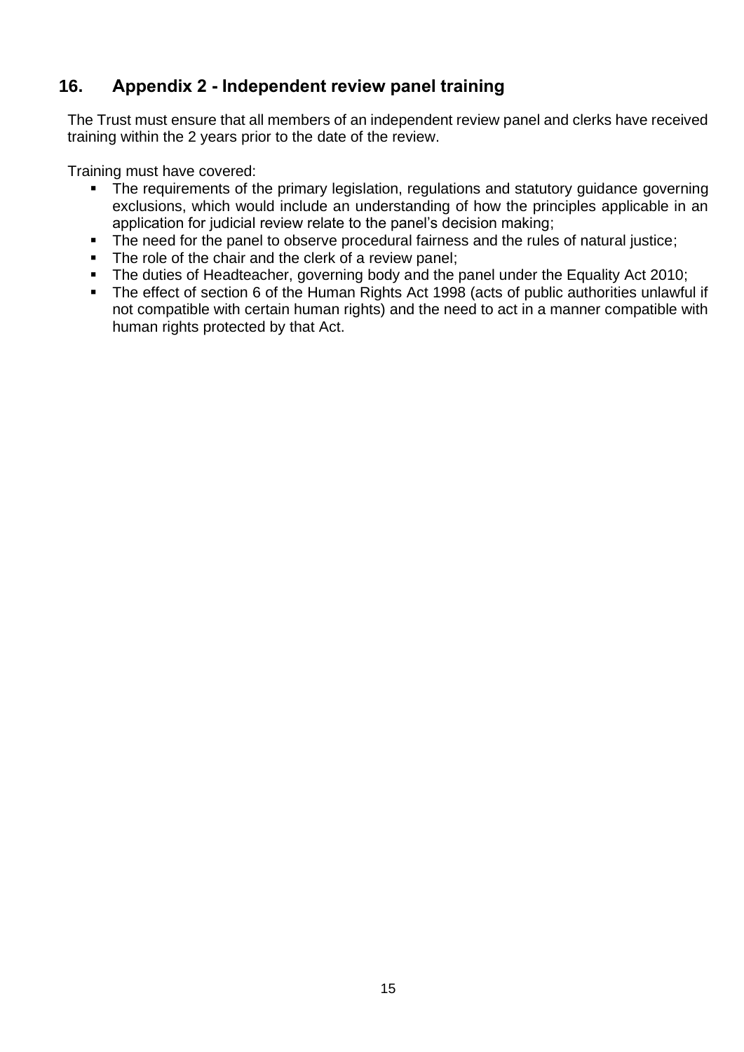## 16. Appendix 2 - Independent review panel training

The Trust must ensure that all members of an independent review panel and clerks have received training within the 2 years prior to the date of the review.

Training must have covered:

- The requirements of the primary legislation, regulations and statutory guidance governing exclusions, which would include an understanding of how the principles applicable in an application for judicial review relate to the panel's decision making;
- The need for the panel to observe procedural fairness and the rules of natural justice;
- The role of the chair and the clerk of a review panel;
- The duties of Headteacher, governing body and the panel under the Equality Act 2010;
- The effect of section 6 of the Human Rights Act 1998 (acts of public authorities unlawful if not compatible with certain human rights) and the need to act in a manner compatible with human rights protected by that Act.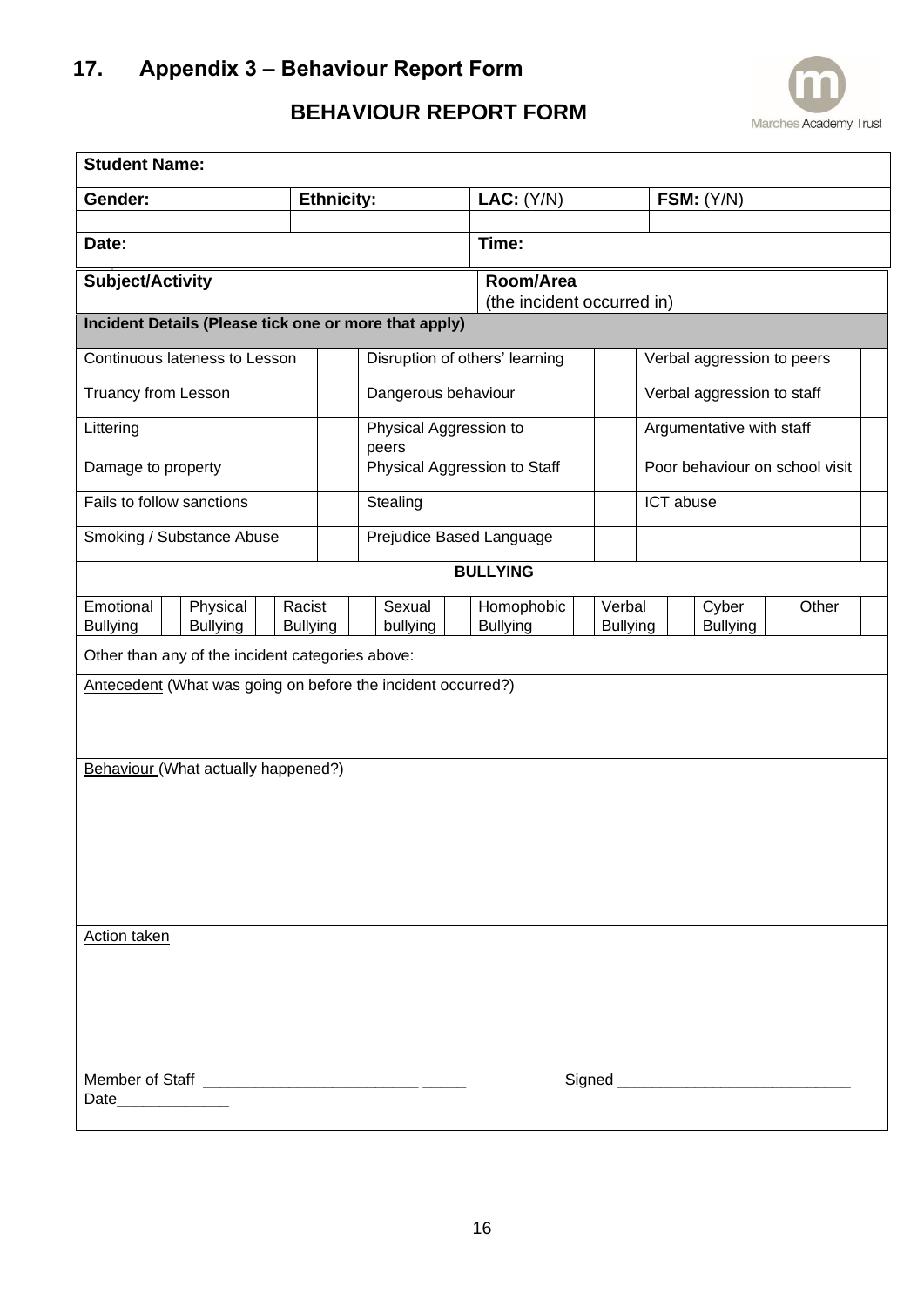## 17. Appendix 3 – Behaviour Report Form

### BEHAVIOUR REPORT FORM

Marches Academy Trust

| **Student Name:** | | | |
|---|---|---|---|
| **Gender:** | **Ethnicity:** | **LAC:** (Y/N) | **FSM:** (Y/N) |
| | | | |
| **Date:** | | **Time:** | |
| **Subject/Activity** | | **Room/Area** (the incident occurred in) | |

**Incident Details (Please tick one or more that apply)**

| | | | | | |
|---|---|---|---|---|---|
| Continuous lateness to Lesson | | Disruption of others' learning | | Verbal aggression to peers | |
| Truancy from Lesson | | Dangerous behaviour | | Verbal aggression to staff | |
| Littering | | Physical Aggression to peers | | Argumentative with staff | |
| Damage to property | | Physical Aggression to Staff | | Poor behaviour on school visit | |
| Fails to follow sanctions | | Stealing | | ICT abuse | |
| Smoking / Substance Abuse | | Prejudice Based Language | | | |

**BULLYING**

| | | | | | | | | | | | | | | | |
|---|---|---|---|---|---|---|---|---|---|---|---|---|---|---|---|
| Emotional Bullying | | Physical Bullying | | Racist Bullying | | Sexual bullying | | Homophobic Bullying | | Verbal Bullying | | Cyber Bullying | | Other | |

Other than any of the incident categories above:

Antecedent (What was going on before the incident occurred?)

Behaviour (What actually happened?)

Action taken

Member of Staff ___________________________ _____ Signed ____________________________

Date______________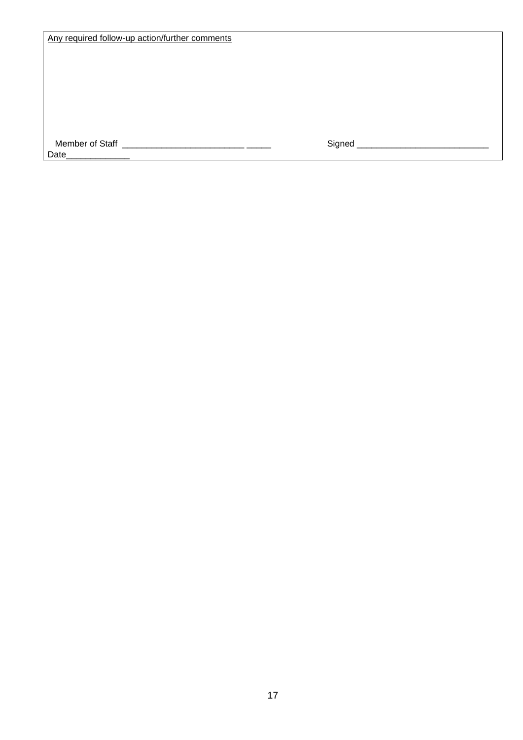| Any required follow-up action/further comments |
|---|
| <br><br><br><br><br><br>Member of Staff _________________________ _____ Signed ___________________________<br>Date_____________ |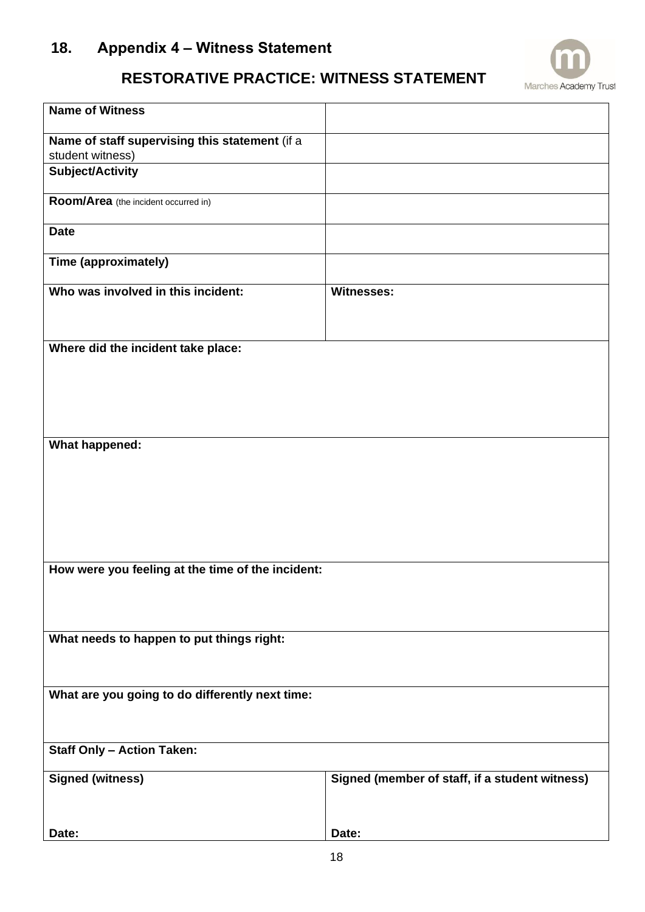## 18. Appendix 4 – Witness Statement

### RESTORATIVE PRACTICE: WITNESS STATEMENT

Marches Academy Trust

| | |
|---|---|
| **Name of Witness** | |
| **Name of staff supervising this statement** (if a student witness) | |
| **Subject/Activity** | |
| **Room/Area** (the incident occurred in) | |
| **Date** | |
| **Time (approximately)** | |
| **Who was involved in this incident:** | **Witnesses:** |
| **Where did the incident take place:** | |
| **What happened:** | |
| **How were you feeling at the time of the incident:** | |
| **What needs to happen to put things right:** | |
| **What are you going to do differently next time:** | |
| **Staff Only – Action Taken:** | |
| **Signed (witness)**<br><br>**Date:** | **Signed (member of staff, if a student witness)**<br><br>**Date:** |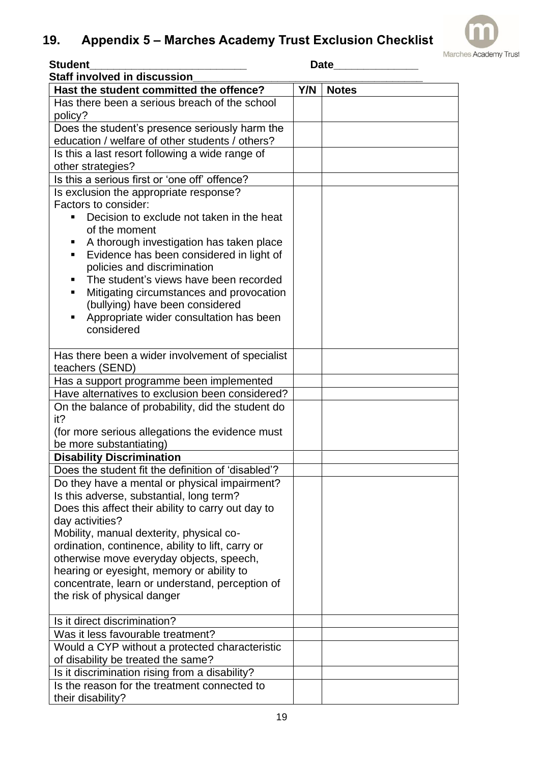## 19. Appendix 5 – Marches Academy Trust Exclusion Checklist

**Student**\_\_\_\_\_\_\_\_\_\_\_\_\_\_\_\_\_\_\_\_\_\_\_\_\_\_ **Date**\_\_\_\_\_\_\_\_\_\_\_\_\_\_

**Staff involved in discussion**\_\_\_\_\_\_\_\_\_\_\_\_\_\_\_\_\_\_\_\_\_\_\_\_\_\_\_\_\_\_\_\_\_\_\_\_\_\_\_

| **Hast the student committed the offence?** | **Y/N** | **Notes** |
|---|---|---|
| Has there been a serious breach of the school policy? | | |
| Does the student's presence seriously harm the education / welfare of other students / others? | | |
| Is this a last resort following a wide range of other strategies? | | |
| Is this a serious first or 'one off' offence? | | |
| Is exclusion the appropriate response?<br>Factors to consider:<br>▪ Decision to exclude not taken in the heat of the moment<br>▪ A thorough investigation has taken place<br>▪ Evidence has been considered in light of policies and discrimination<br>▪ The student's views have been recorded<br>▪ Mitigating circumstances and provocation (bullying) have been considered<br>▪ Appropriate wider consultation has been considered | | |
| Has there been a wider involvement of specialist teachers (SEND) | | |
| Has a support programme been implemented | | |
| Have alternatives to exclusion been considered? | | |
| On the balance of probability, did the student do it?<br>(for more serious allegations the evidence must be more substantiating) | | |
| **Disability Discrimination** | | |
| Does the student fit the definition of 'disabled'? | | |
| Do they have a mental or physical impairment?<br>Is this adverse, substantial, long term?<br>Does this affect their ability to carry out day to day activities?<br>Mobility, manual dexterity, physical co-ordination, continence, ability to lift, carry or otherwise move everyday objects, speech, hearing or eyesight, memory or ability to concentrate, learn or understand, perception of the risk of physical danger | | |
| Is it direct discrimination? | | |
| Was it less favourable treatment? | | |
| Would a CYP without a protected characteristic of disability be treated the same? | | |
| Is it discrimination rising from a disability? | | |
| Is the reason for the treatment connected to their disability? | | |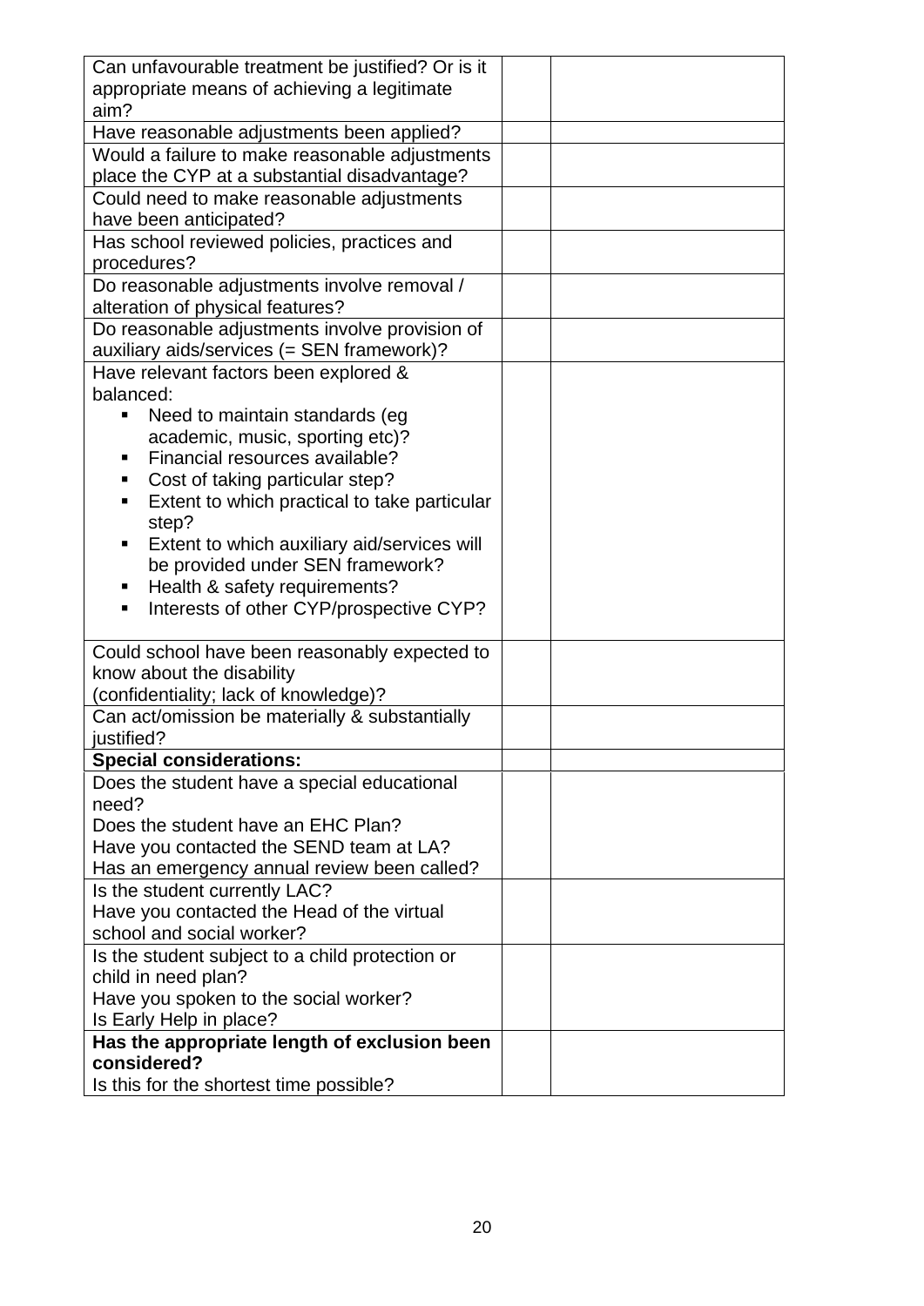| Can unfavourable treatment be justified? Or is it appropriate means of achieving a legitimate aim? | | |
|---|---|---|
| Have reasonable adjustments been applied? | | |
| Would a failure to make reasonable adjustments place the CYP at a substantial disadvantage? | | |
| Could need to make reasonable adjustments have been anticipated? | | |
| Has school reviewed policies, practices and procedures? | | |
| Do reasonable adjustments involve removal / alteration of physical features? | | |
| Do reasonable adjustments involve provision of auxiliary aids/services (= SEN framework)? | | |
| Have relevant factors been explored & balanced:<br>▪ Need to maintain standards (eg academic, music, sporting etc)?<br>▪ Financial resources available?<br>▪ Cost of taking particular step?<br>▪ Extent to which practical to take particular step?<br>▪ Extent to which auxiliary aid/services will be provided under SEN framework?<br>▪ Health & safety requirements?<br>▪ Interests of other CYP/prospective CYP? | | |
| Could school have been reasonably expected to know about the disability (confidentiality; lack of knowledge)? | | |
| Can act/omission be materially & substantially justified? | | |
| **Special considerations:** | | |
| Does the student have a special educational need?<br>Does the student have an EHC Plan?<br>Have you contacted the SEND team at LA?<br>Has an emergency annual review been called? | | |
| Is the student currently LAC?<br>Have you contacted the Head of the virtual school and social worker? | | |
| Is the student subject to a child protection or child in need plan?<br>Have you spoken to the social worker?<br>Is Early Help in place? | | |
| **Has the appropriate length of exclusion been considered?**<br>Is this for the shortest time possible? | | |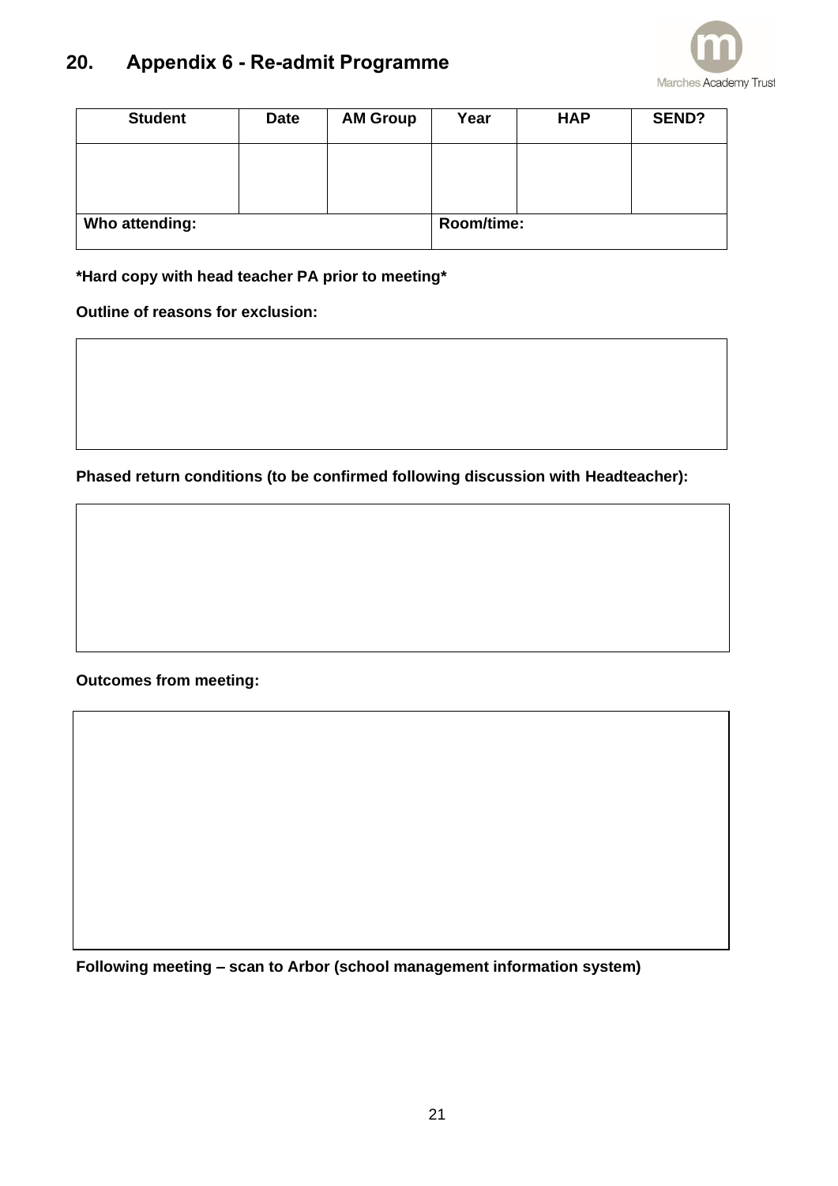## 20. Appendix 6 - Re-admit Programme

| Student | Date | AM Group | Year | HAP | SEND? |
|---|---|---|---|---|---|
| | | | | | |
| Who attending: | | | Room/time: | | |

**\*Hard copy with head teacher PA prior to meeting\***

**Outline of reasons for exclusion:**

| |
|---|
| |

**Phased return conditions (to be confirmed following discussion with Headteacher):**

| |
|---|
| |

**Outcomes from meeting:**

| |
|---|
| |

**Following meeting – scan to Arbor (school management information system)**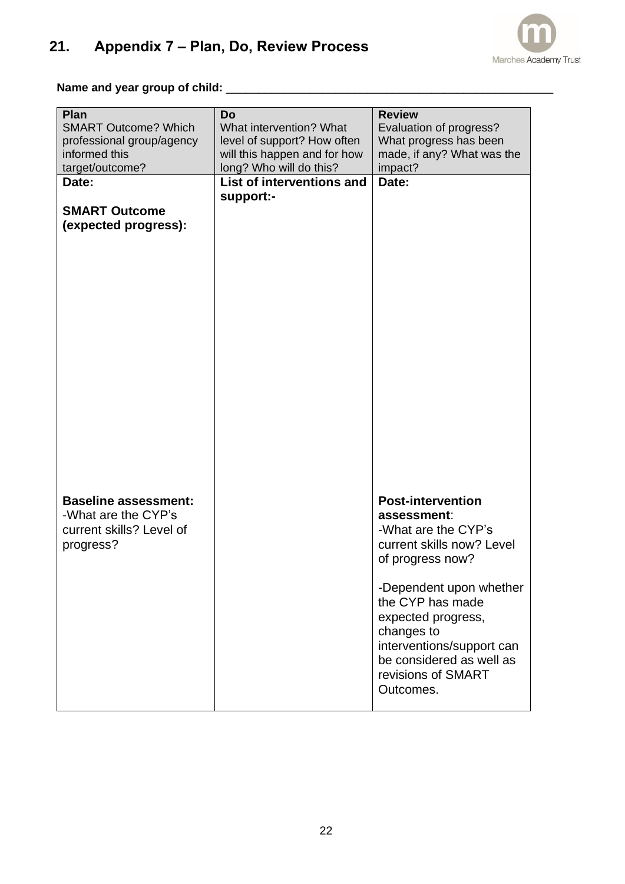## 21. Appendix 7 – Plan, Do, Review Process

**Name and year group of child:** ___________________________________________________

| **Plan**<br>SMART Outcome? Which professional group/agency informed this target/outcome? | **Do**<br>What intervention? What level of support? How often will this happen and for how long? Who will do this? | **Review**<br>Evaluation of progress? What progress has been made, if any? What was the impact? |
|---|---|---|
| **Date:**<br><br>**SMART Outcome (expected progress):**<br><br><br><br>**Baseline assessment:**<br>-What are the CYP's current skills? Level of progress? | **List of interventions and support:-** | **Date:**<br><br><br><br>**Post-intervention assessment**:<br>-What are the CYP's current skills now? Level of progress now?<br><br>-Dependent upon whether the CYP has made expected progress, changes to interventions/support can be considered as well as revisions of SMART Outcomes. |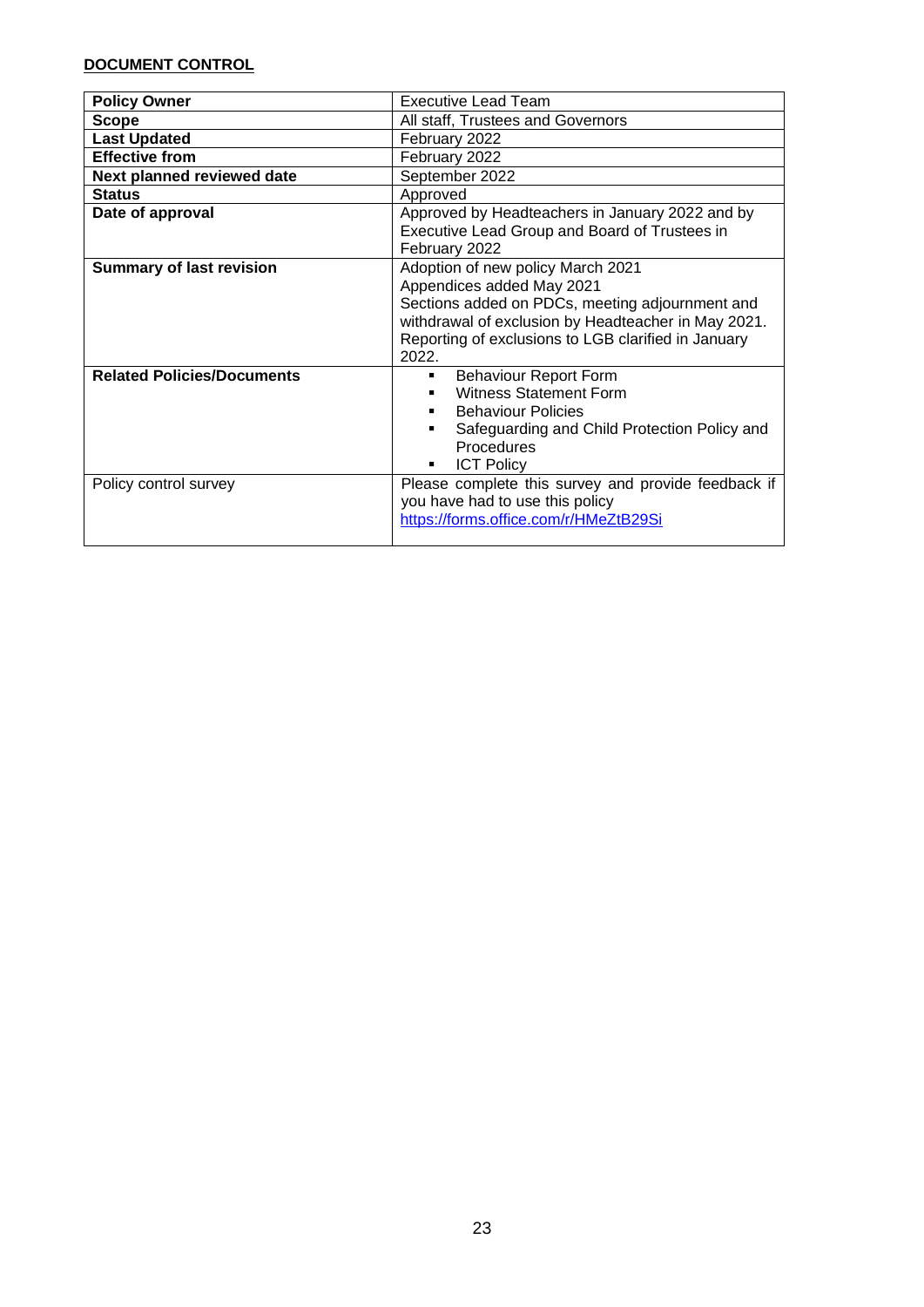**DOCUMENT CONTROL**

| | |
|---|---|
| **Policy Owner** | Executive Lead Team |
| **Scope** | All staff, Trustees and Governors |
| **Last Updated** | February 2022 |
| **Effective from** | February 2022 |
| **Next planned reviewed date** | September 2022 |
| **Status** | Approved |
| **Date of approval** | Approved by Headteachers in January 2022 and by Executive Lead Group and Board of Trustees in February 2022 |
| **Summary of last revision** | Adoption of new policy March 2021<br>Appendices added May 2021<br>Sections added on PDCs, meeting adjournment and withdrawal of exclusion by Headteacher in May 2021.<br>Reporting of exclusions to LGB clarified in January 2022. |
| **Related Policies/Documents** | ▪ Behaviour Report Form<br>▪ Witness Statement Form<br>▪ Behaviour Policies<br>▪ Safeguarding and Child Protection Policy and Procedures<br>▪ ICT Policy |
| Policy control survey | Please complete this survey and provide feedback if you have had to use this policy<br>https://forms.office.com/r/HMeZtB29Si |